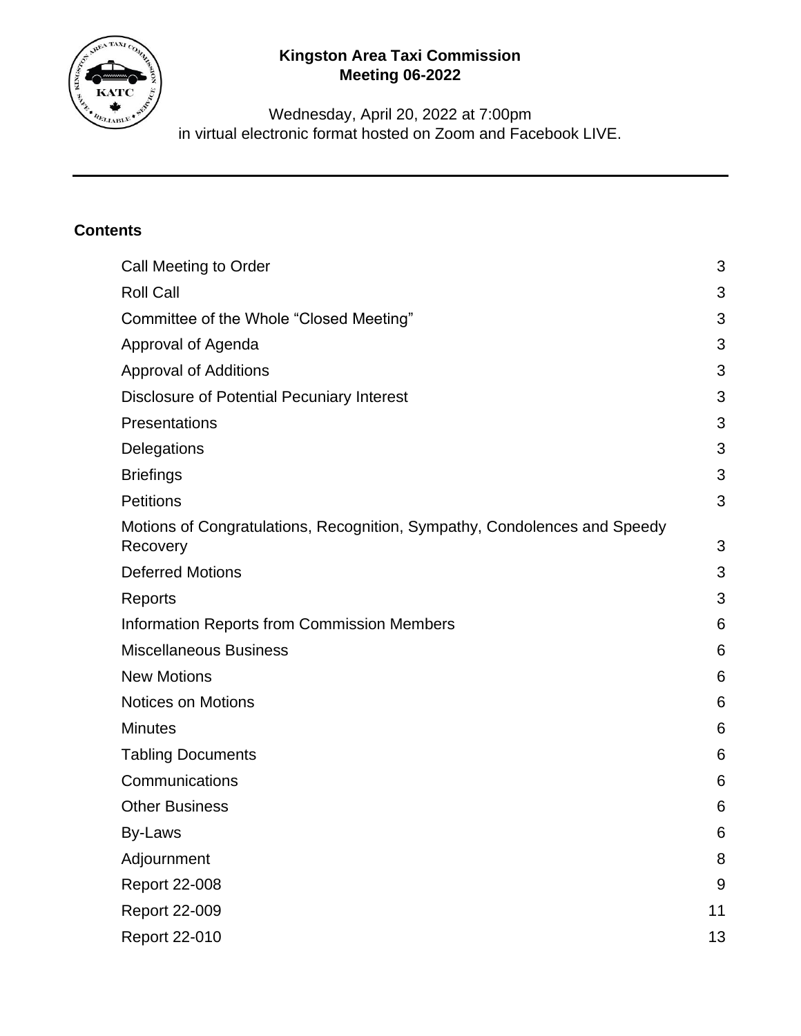# Kingston Area Taxi Commission
## Meeting 06-2022

Wednesday, April 20, 2022 at 7:00pm
in virtual electronic format hosted on Zoom and Facebook LIVE.

---

**Contents**

| | |
|---|---|
| Call Meeting to Order | 3 |
| Roll Call | 3 |
| Committee of the Whole "Closed Meeting" | 3 |
| Approval of Agenda | 3 |
| Approval of Additions | 3 |
| Disclosure of Potential Pecuniary Interest | 3 |
| Presentations | 3 |
| Delegations | 3 |
| Briefings | 3 |
| Petitions | 3 |
| Motions of Congratulations, Recognition, Sympathy, Condolences and Speedy Recovery | 3 |
| Deferred Motions | 3 |
| Reports | 3 |
| Information Reports from Commission Members | 6 |
| Miscellaneous Business | 6 |
| New Motions | 6 |
| Notices on Motions | 6 |
| Minutes | 6 |
| Tabling Documents | 6 |
| Communications | 6 |
| Other Business | 6 |
| By-Laws | 6 |
| Adjournment | 8 |
| Report 22-008 | 9 |
| Report 22-009 | 11 |
| Report 22-010 | 13 |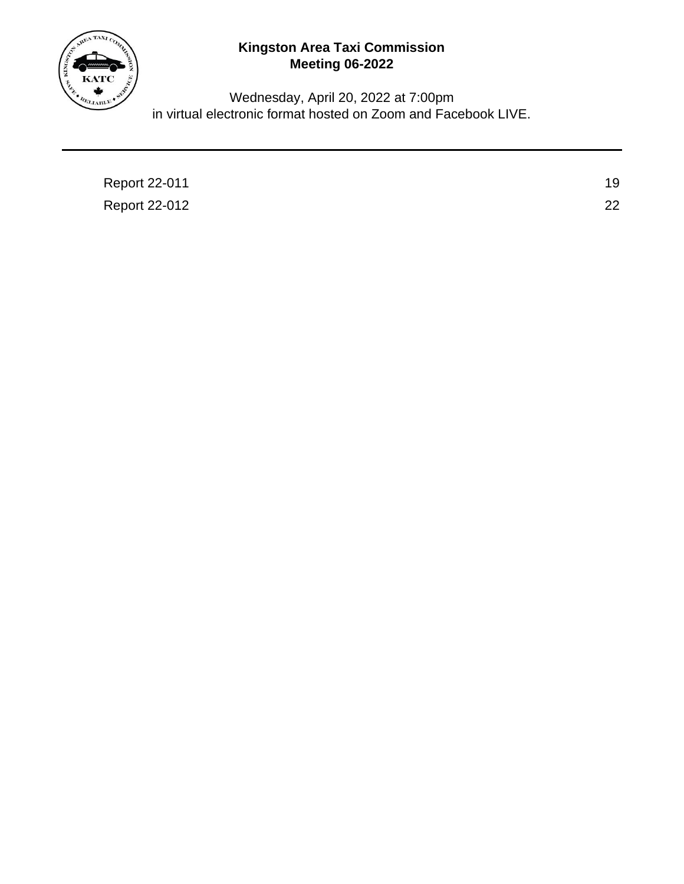**Kingston Area Taxi Commission**
**Meeting 06-2022**

Wednesday, April 20, 2022 at 7:00pm
in virtual electronic format hosted on Zoom and Facebook LIVE.

---

| | |
|---|---|
| Report 22-011 | 19 |
| Report 22-012 | 22 |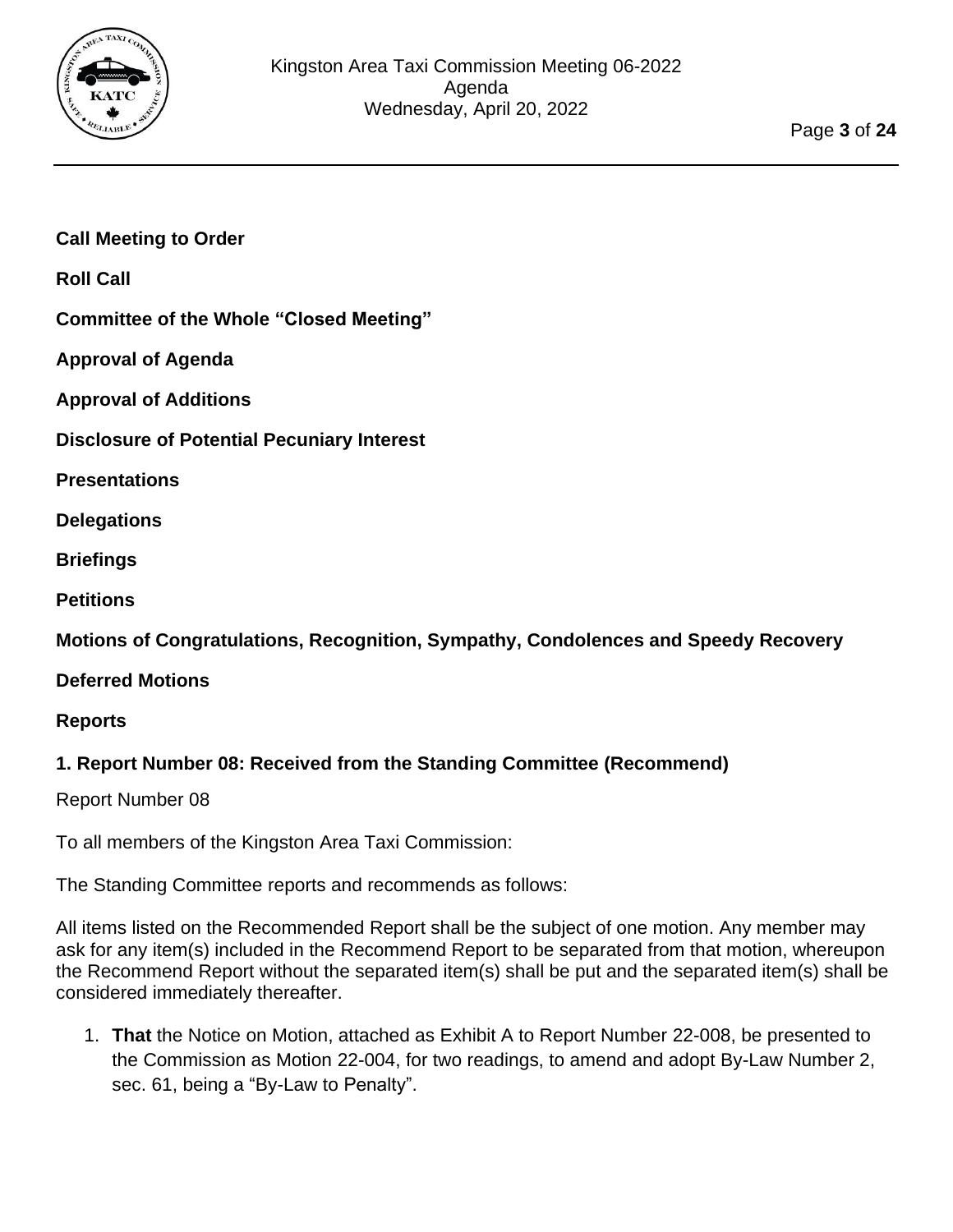**Call Meeting to Order**

**Roll Call**

**Committee of the Whole “Closed Meeting”**

**Approval of Agenda**

**Approval of Additions**

**Disclosure of Potential Pecuniary Interest**

**Presentations**

**Delegations**

**Briefings**

**Petitions**

**Motions of Congratulations, Recognition, Sympathy, Condolences and Speedy Recovery**

**Deferred Motions**

**Reports**

**1. Report Number 08: Received from the Standing Committee (Recommend)**

Report Number 08

To all members of the Kingston Area Taxi Commission:

The Standing Committee reports and recommends as follows:

All items listed on the Recommended Report shall be the subject of one motion. Any member may ask for any item(s) included in the Recommend Report to be separated from that motion, whereupon the Recommend Report without the separated item(s) shall be put and the separated item(s) shall be considered immediately thereafter.

1. **That** the Notice on Motion, attached as Exhibit A to Report Number 22-008, be presented to the Commission as Motion 22-004, for two readings, to amend and adopt By-Law Number 2, sec. 61, being a “By-Law to Penalty”.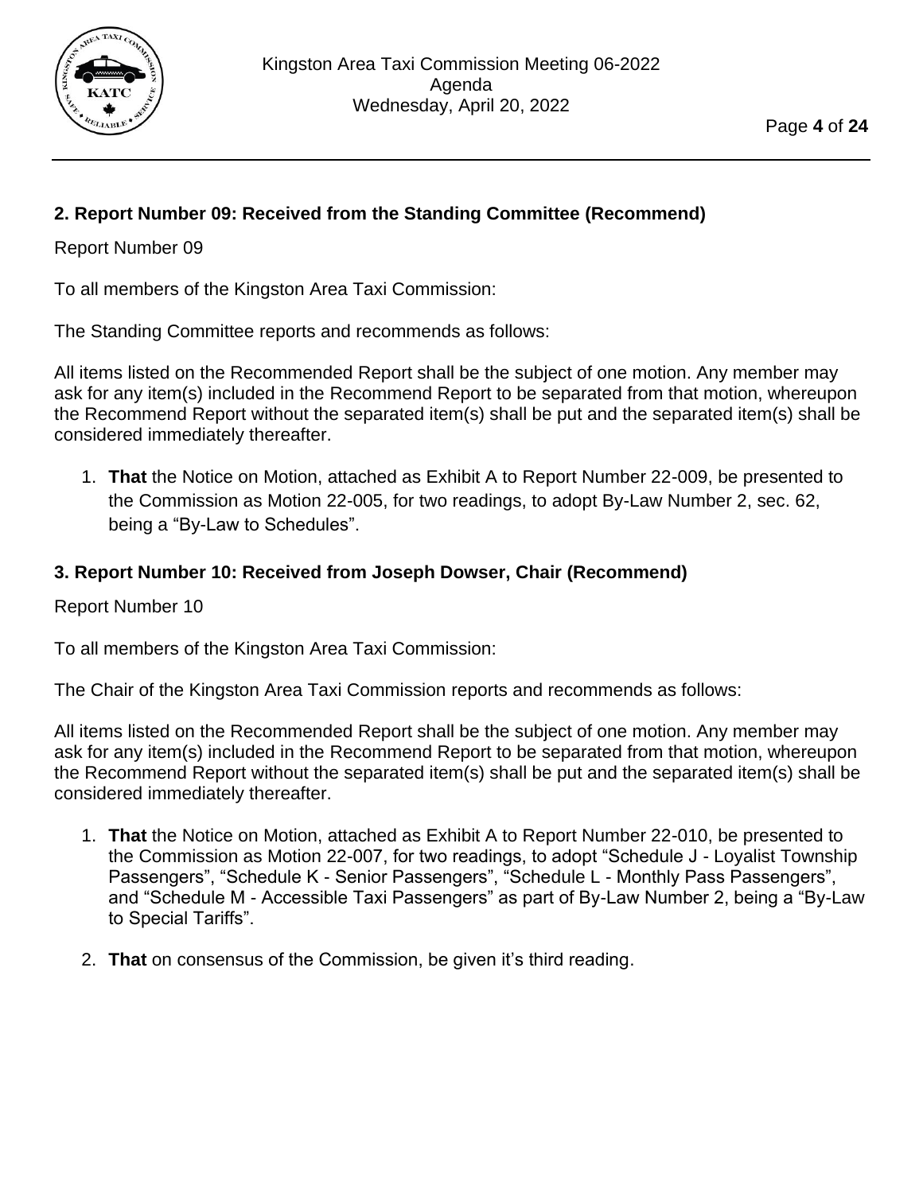## 2. Report Number 09: Received from the Standing Committee (Recommend)

Report Number 09

To all members of the Kingston Area Taxi Commission:

The Standing Committee reports and recommends as follows:

All items listed on the Recommended Report shall be the subject of one motion. Any member may ask for any item(s) included in the Recommend Report to be separated from that motion, whereupon the Recommend Report without the separated item(s) shall be put and the separated item(s) shall be considered immediately thereafter.

1. **That** the Notice on Motion, attached as Exhibit A to Report Number 22-009, be presented to the Commission as Motion 22-005, for two readings, to adopt By-Law Number 2, sec. 62, being a "By-Law to Schedules".

## 3. Report Number 10: Received from Joseph Dowser, Chair (Recommend)

Report Number 10

To all members of the Kingston Area Taxi Commission:

The Chair of the Kingston Area Taxi Commission reports and recommends as follows:

All items listed on the Recommended Report shall be the subject of one motion. Any member may ask for any item(s) included in the Recommend Report to be separated from that motion, whereupon the Recommend Report without the separated item(s) shall be put and the separated item(s) shall be considered immediately thereafter.

1. **That** the Notice on Motion, attached as Exhibit A to Report Number 22-010, be presented to the Commission as Motion 22-007, for two readings, to adopt "Schedule J - Loyalist Township Passengers", "Schedule K - Senior Passengers", "Schedule L - Monthly Pass Passengers", and "Schedule M - Accessible Taxi Passengers" as part of By-Law Number 2, being a "By-Law to Special Tariffs".
2. **That** on consensus of the Commission, be given it's third reading.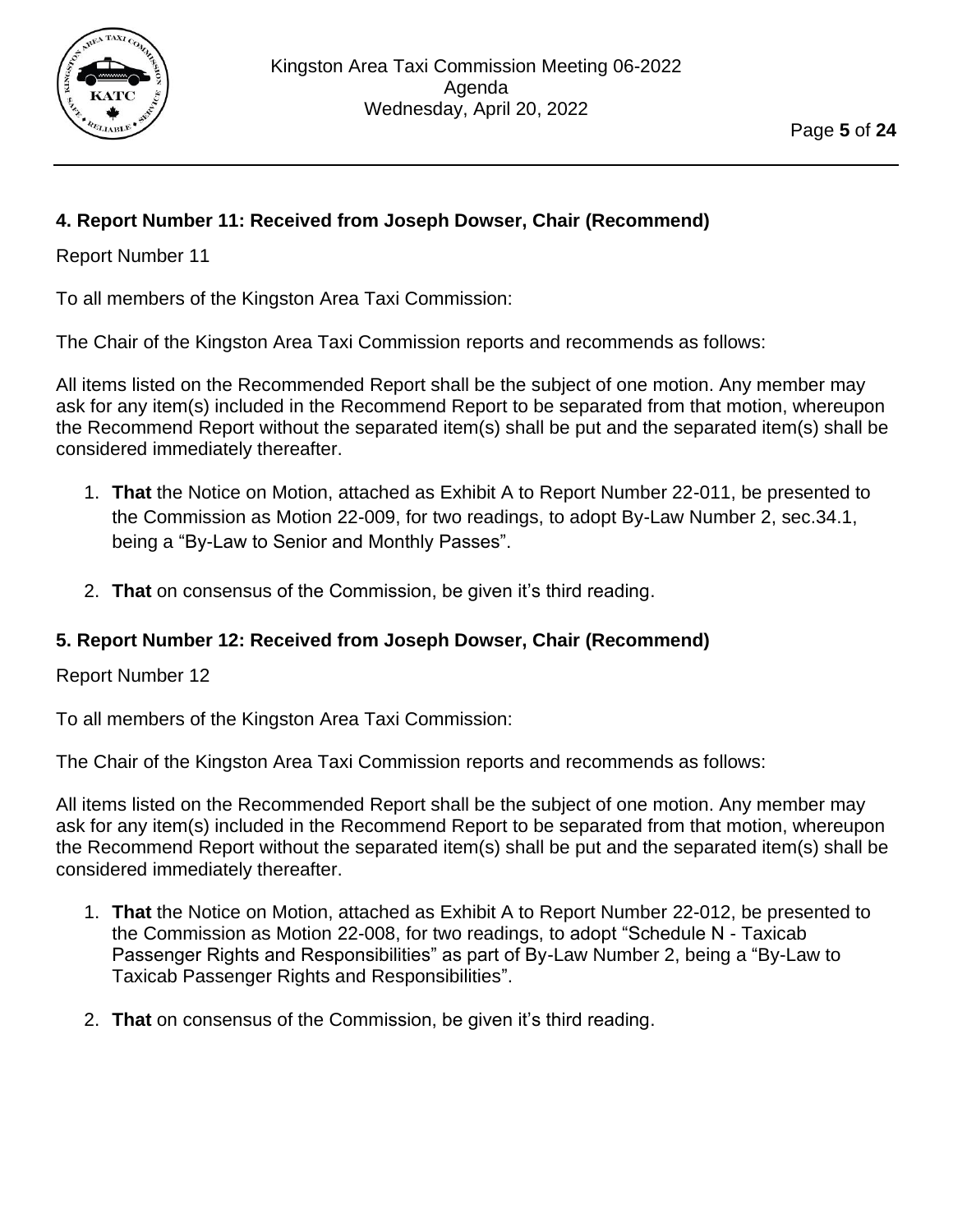### 4. Report Number 11: Received from Joseph Dowser, Chair (Recommend)

Report Number 11

To all members of the Kingston Area Taxi Commission:

The Chair of the Kingston Area Taxi Commission reports and recommends as follows:

All items listed on the Recommended Report shall be the subject of one motion. Any member may ask for any item(s) included in the Recommend Report to be separated from that motion, whereupon the Recommend Report without the separated item(s) shall be put and the separated item(s) shall be considered immediately thereafter.

1. **That** the Notice on Motion, attached as Exhibit A to Report Number 22-011, be presented to the Commission as Motion 22-009, for two readings, to adopt By-Law Number 2, sec.34.1, being a “By-Law to Senior and Monthly Passes”.
2. **That** on consensus of the Commission, be given it’s third reading.

### 5. Report Number 12: Received from Joseph Dowser, Chair (Recommend)

Report Number 12

To all members of the Kingston Area Taxi Commission:

The Chair of the Kingston Area Taxi Commission reports and recommends as follows:

All items listed on the Recommended Report shall be the subject of one motion. Any member may ask for any item(s) included in the Recommend Report to be separated from that motion, whereupon the Recommend Report without the separated item(s) shall be put and the separated item(s) shall be considered immediately thereafter.

1. **That** the Notice on Motion, attached as Exhibit A to Report Number 22-012, be presented to the Commission as Motion 22-008, for two readings, to adopt “Schedule N - Taxicab Passenger Rights and Responsibilities” as part of By-Law Number 2, being a “By-Law to Taxicab Passenger Rights and Responsibilities”.
2. **That** on consensus of the Commission, be given it’s third reading.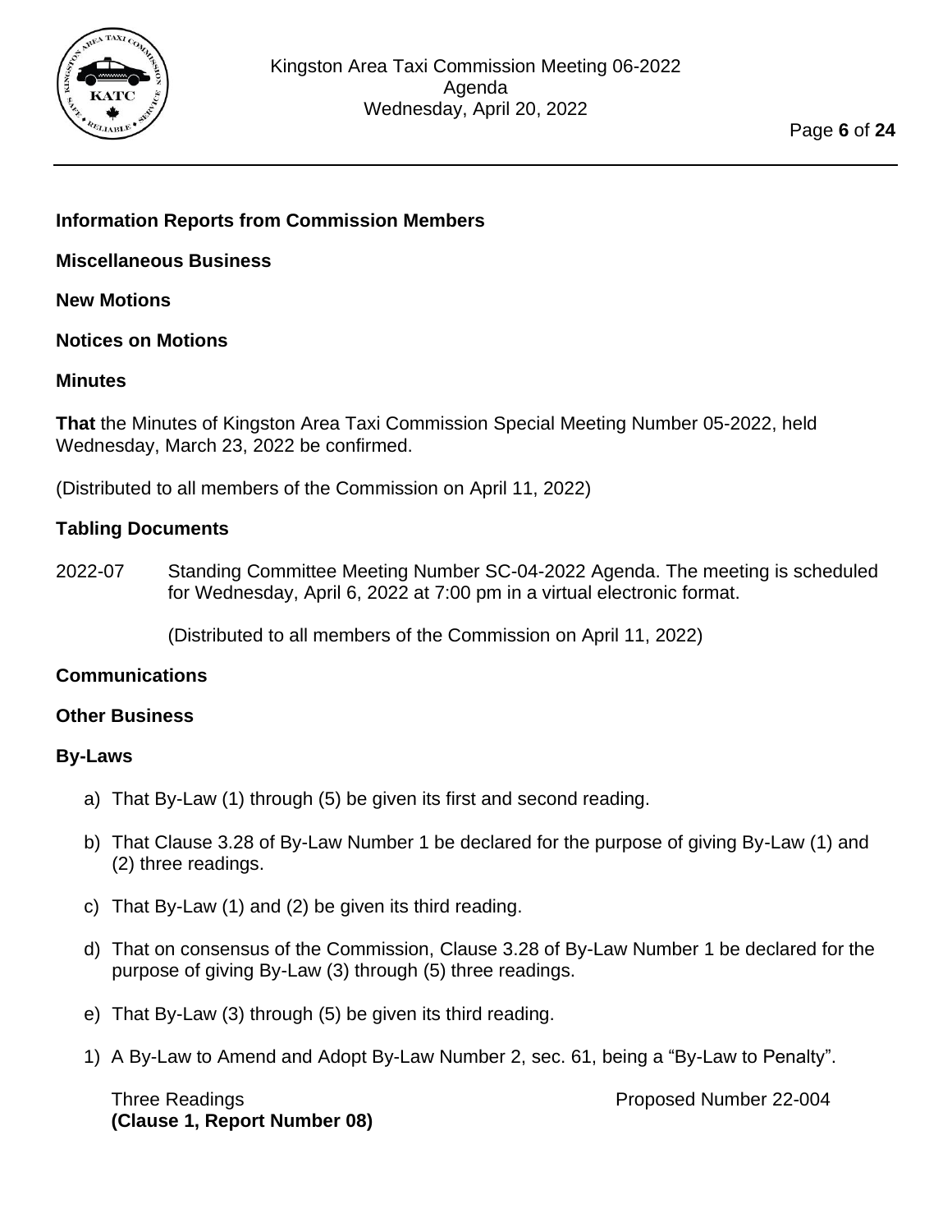**Information Reports from Commission Members**

**Miscellaneous Business**

**New Motions**

**Notices on Motions**

**Minutes**

**That** the Minutes of Kingston Area Taxi Commission Special Meeting Number 05-2022, held Wednesday, March 23, 2022 be confirmed.

(Distributed to all members of the Commission on April 11, 2022)

**Tabling Documents**

2022-07 Standing Committee Meeting Number SC-04-2022 Agenda. The meeting is scheduled for Wednesday, April 6, 2022 at 7:00 pm in a virtual electronic format.

(Distributed to all members of the Commission on April 11, 2022)

**Communications**

**Other Business**

**By-Laws**

a) That By-Law (1) through (5) be given its first and second reading.

b) That Clause 3.28 of By-Law Number 1 be declared for the purpose of giving By-Law (1) and (2) three readings.

c) That By-Law (1) and (2) be given its third reading.

d) That on consensus of the Commission, Clause 3.28 of By-Law Number 1 be declared for the purpose of giving By-Law (3) through (5) three readings.

e) That By-Law (3) through (5) be given its third reading.

1) A By-Law to Amend and Adopt By-Law Number 2, sec. 61, being a "By-Law to Penalty".

Three Readings — Proposed Number 22-004
**(Clause 1, Report Number 08)**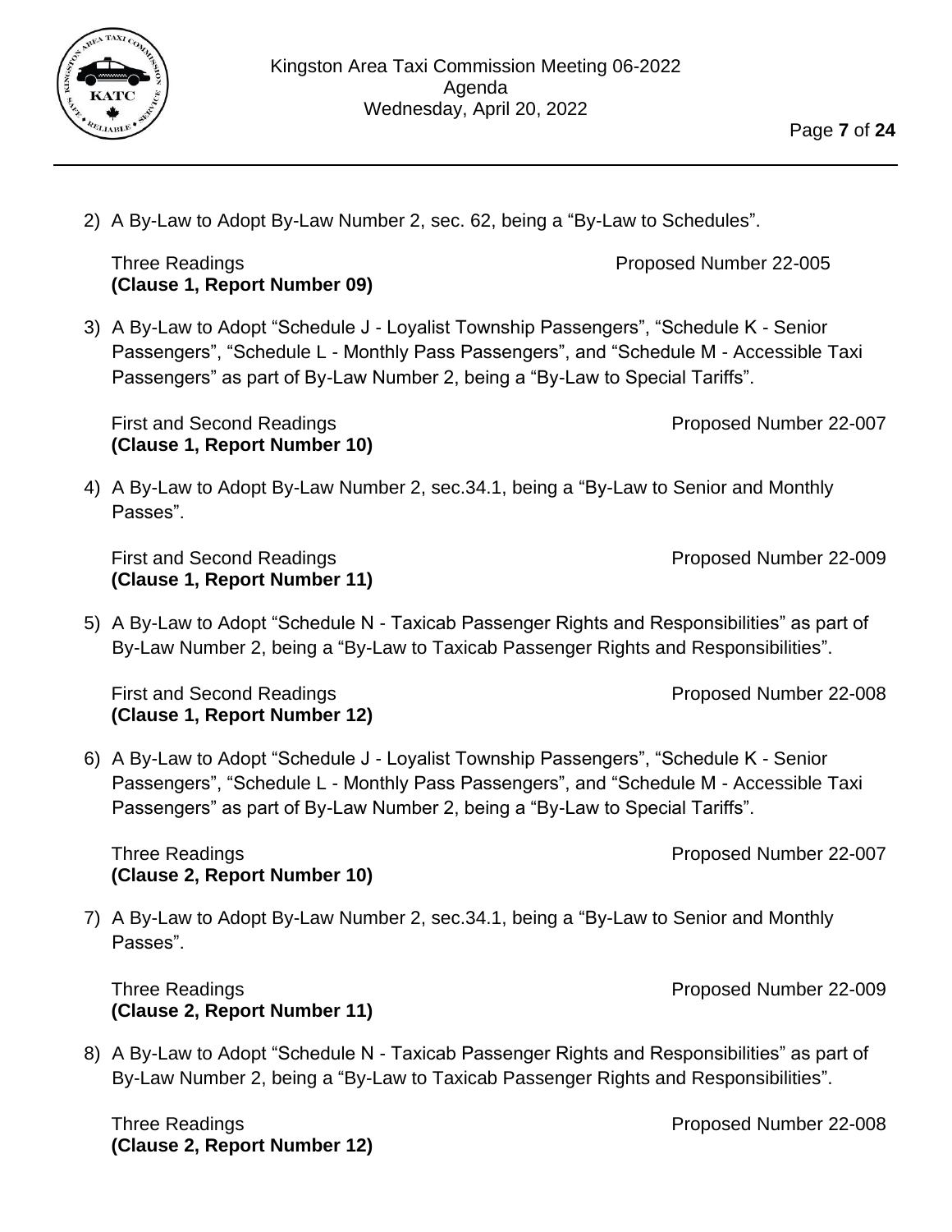2) A By-Law to Adopt By-Law Number 2, sec. 62, being a "By-Law to Schedules".

   Three Readings Proposed Number 22-005
   **(Clause 1, Report Number 09)**

3) A By-Law to Adopt "Schedule J - Loyalist Township Passengers", "Schedule K - Senior Passengers", "Schedule L - Monthly Pass Passengers", and "Schedule M - Accessible Taxi Passengers" as part of By-Law Number 2, being a "By-Law to Special Tariffs".

   First and Second Readings Proposed Number 22-007
   **(Clause 1, Report Number 10)**

4) A By-Law to Adopt By-Law Number 2, sec.34.1, being a "By-Law to Senior and Monthly Passes".

   First and Second Readings Proposed Number 22-009
   **(Clause 1, Report Number 11)**

5) A By-Law to Adopt "Schedule N - Taxicab Passenger Rights and Responsibilities" as part of By-Law Number 2, being a "By-Law to Taxicab Passenger Rights and Responsibilities".

   First and Second Readings Proposed Number 22-008
   **(Clause 1, Report Number 12)**

6) A By-Law to Adopt "Schedule J - Loyalist Township Passengers", "Schedule K - Senior Passengers", "Schedule L - Monthly Pass Passengers", and "Schedule M - Accessible Taxi Passengers" as part of By-Law Number 2, being a "By-Law to Special Tariffs".

   Three Readings Proposed Number 22-007
   **(Clause 2, Report Number 10)**

7) A By-Law to Adopt By-Law Number 2, sec.34.1, being a "By-Law to Senior and Monthly Passes".

   Three Readings Proposed Number 22-009
   **(Clause 2, Report Number 11)**

8) A By-Law to Adopt "Schedule N - Taxicab Passenger Rights and Responsibilities" as part of By-Law Number 2, being a "By-Law to Taxicab Passenger Rights and Responsibilities".

   Three Readings Proposed Number 22-008
   **(Clause 2, Report Number 12)**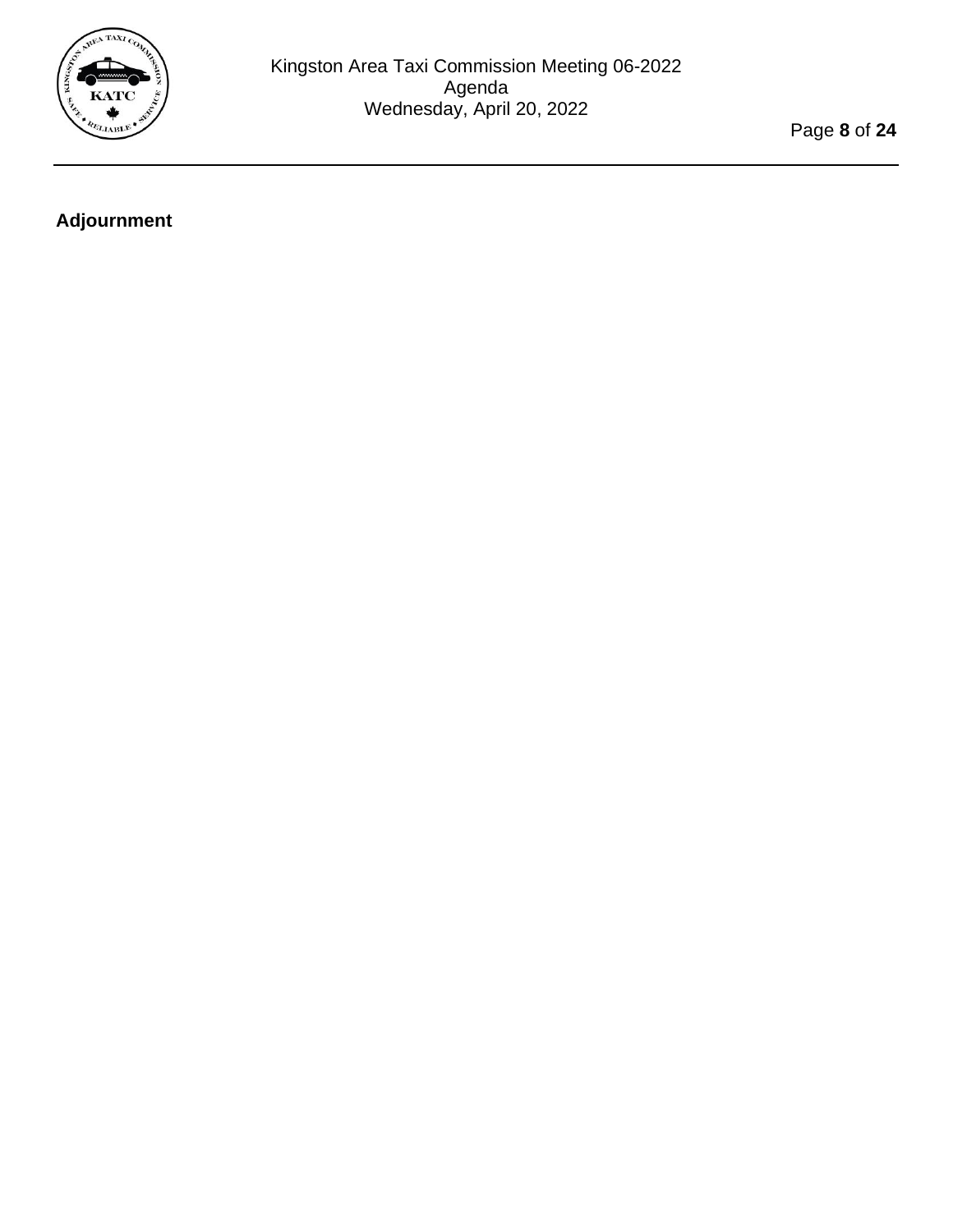**Adjournment**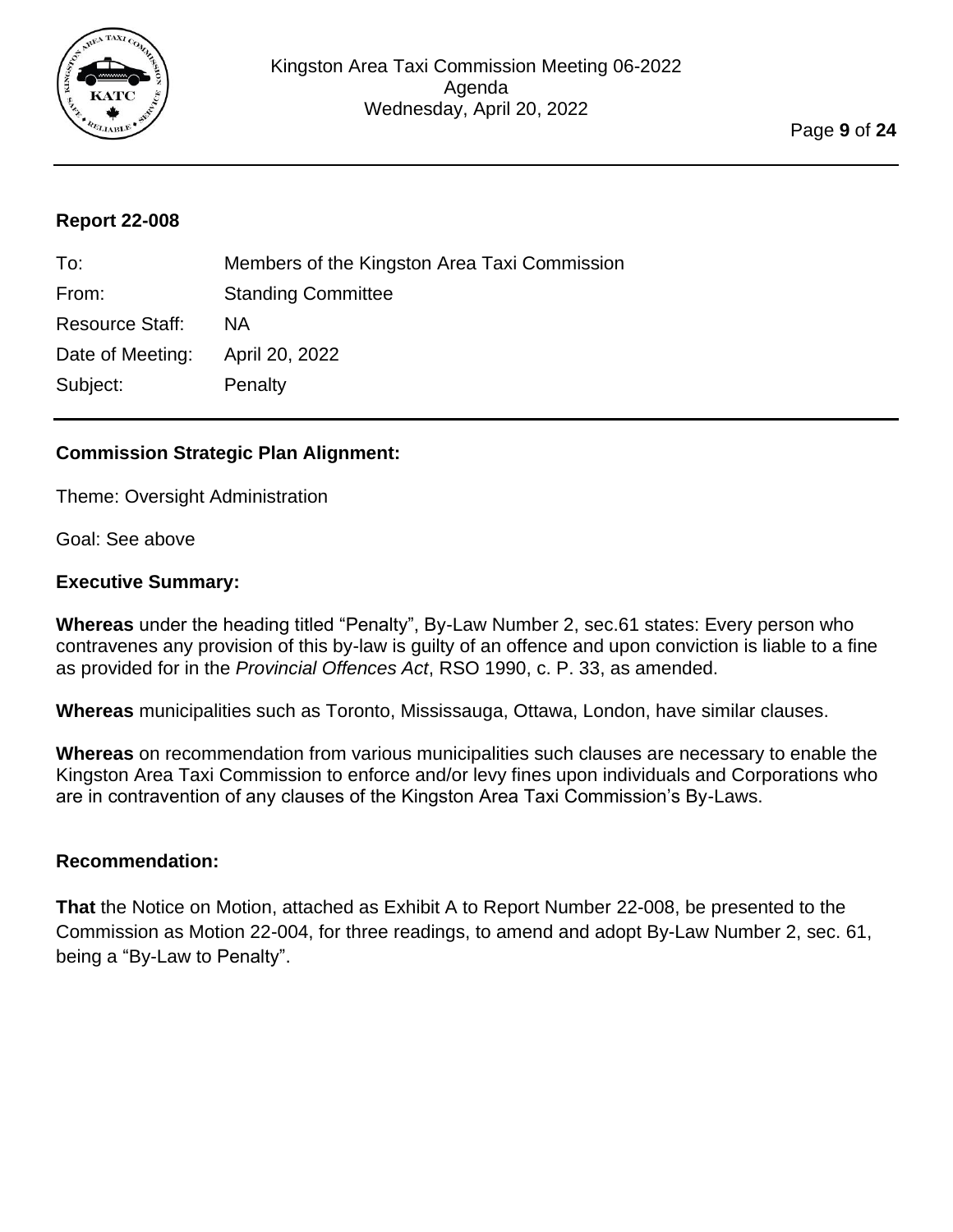## Report 22-008

| | |
|---|---|
| To: | Members of the Kingston Area Taxi Commission |
| From: | Standing Committee |
| Resource Staff: | NA |
| Date of Meeting: | April 20, 2022 |
| Subject: | Penalty |

### Commission Strategic Plan Alignment:

Theme: Oversight Administration

Goal: See above

### Executive Summary:

**Whereas** under the heading titled "Penalty", By-Law Number 2, sec.61 states: Every person who contravenes any provision of this by-law is guilty of an offence and upon conviction is liable to a fine as provided for in the *Provincial Offences Act*, RSO 1990, c. P. 33, as amended.

**Whereas** municipalities such as Toronto, Mississauga, Ottawa, London, have similar clauses.

**Whereas** on recommendation from various municipalities such clauses are necessary to enable the Kingston Area Taxi Commission to enforce and/or levy fines upon individuals and Corporations who are in contravention of any clauses of the Kingston Area Taxi Commission's By-Laws.

### Recommendation:

**That** the Notice on Motion, attached as Exhibit A to Report Number 22-008, be presented to the Commission as Motion 22-004, for three readings, to amend and adopt By-Law Number 2, sec. 61, being a "By-Law to Penalty".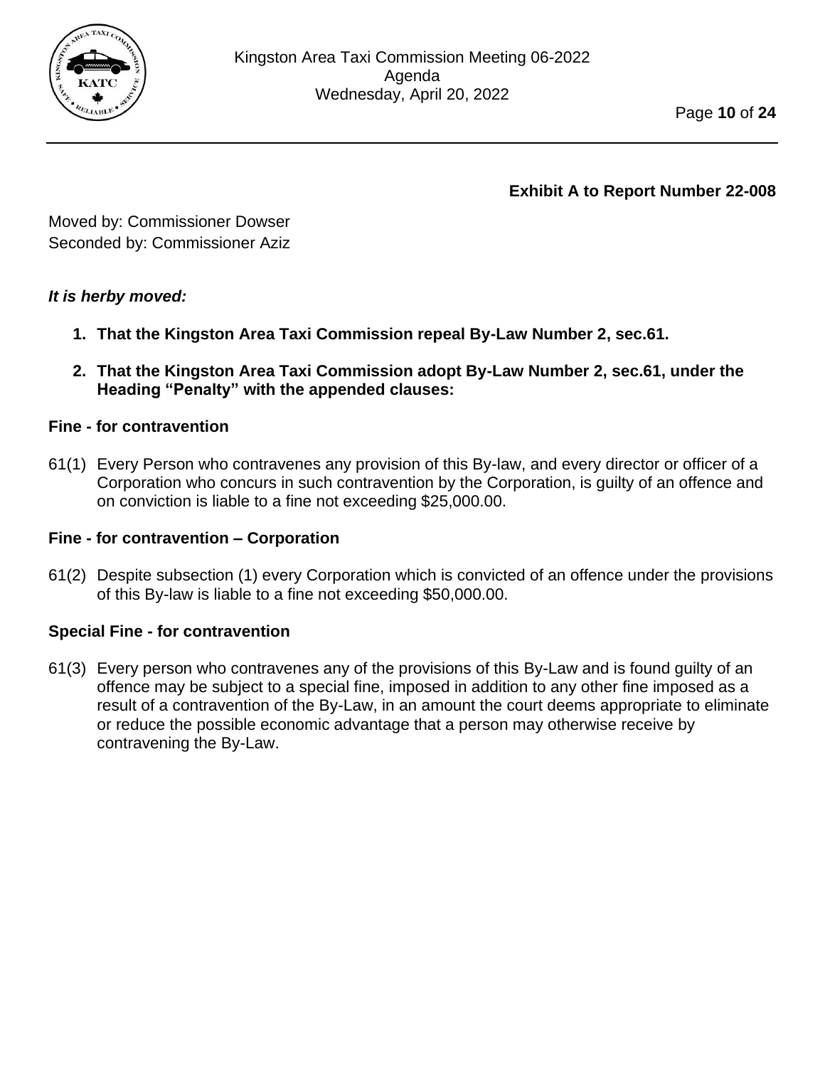**Exhibit A to Report Number 22-008**

Moved by: Commissioner Dowser
Seconded by: Commissioner Aziz

***It is herby moved:***

1. **That the Kingston Area Taxi Commission repeal By-Law Number 2, sec.61.**
2. **That the Kingston Area Taxi Commission adopt By-Law Number 2, sec.61, under the Heading "Penalty" with the appended clauses:**

**Fine - for contravention**

61(1) Every Person who contravenes any provision of this By-law, and every director or officer of a Corporation who concurs in such contravention by the Corporation, is guilty of an offence and on conviction is liable to a fine not exceeding $25,000.00.

**Fine - for contravention – Corporation**

61(2) Despite subsection (1) every Corporation which is convicted of an offence under the provisions of this By-law is liable to a fine not exceeding $50,000.00.

**Special Fine - for contravention**

61(3) Every person who contravenes any of the provisions of this By-Law and is found guilty of an offence may be subject to a special fine, imposed in addition to any other fine imposed as a result of a contravention of the By-Law, in an amount the court deems appropriate to eliminate or reduce the possible economic advantage that a person may otherwise receive by contravening the By-Law.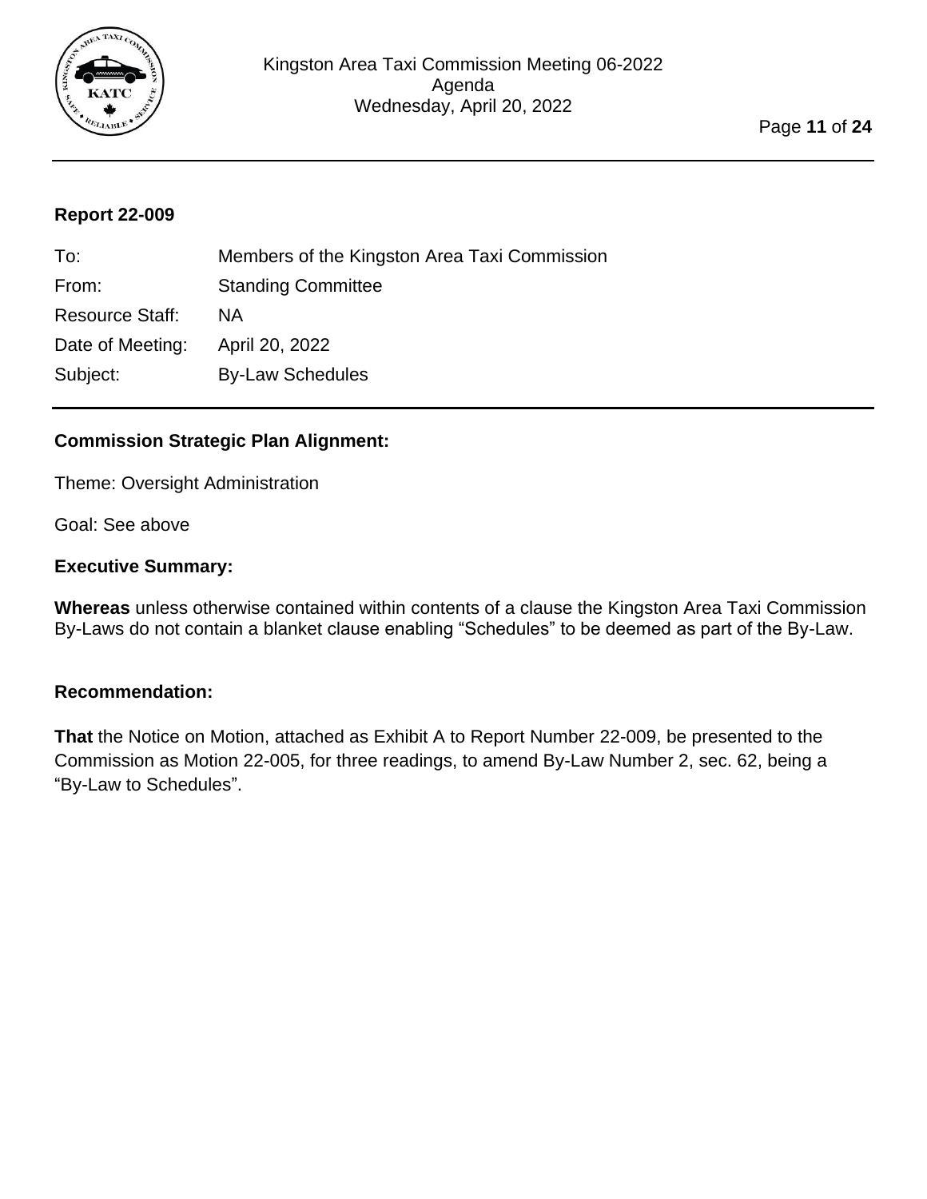## Report 22-009

| | |
|---|---|
| To: | Members of the Kingston Area Taxi Commission |
| From: | Standing Committee |
| Resource Staff: | NA |
| Date of Meeting: | April 20, 2022 |
| Subject: | By-Law Schedules |

### Commission Strategic Plan Alignment:

Theme: Oversight Administration

Goal: See above

### Executive Summary:

**Whereas** unless otherwise contained within contents of a clause the Kingston Area Taxi Commission By-Laws do not contain a blanket clause enabling "Schedules" to be deemed as part of the By-Law.

### Recommendation:

**That** the Notice on Motion, attached as Exhibit A to Report Number 22-009, be presented to the Commission as Motion 22-005, for three readings, to amend By-Law Number 2, sec. 62, being a "By-Law to Schedules".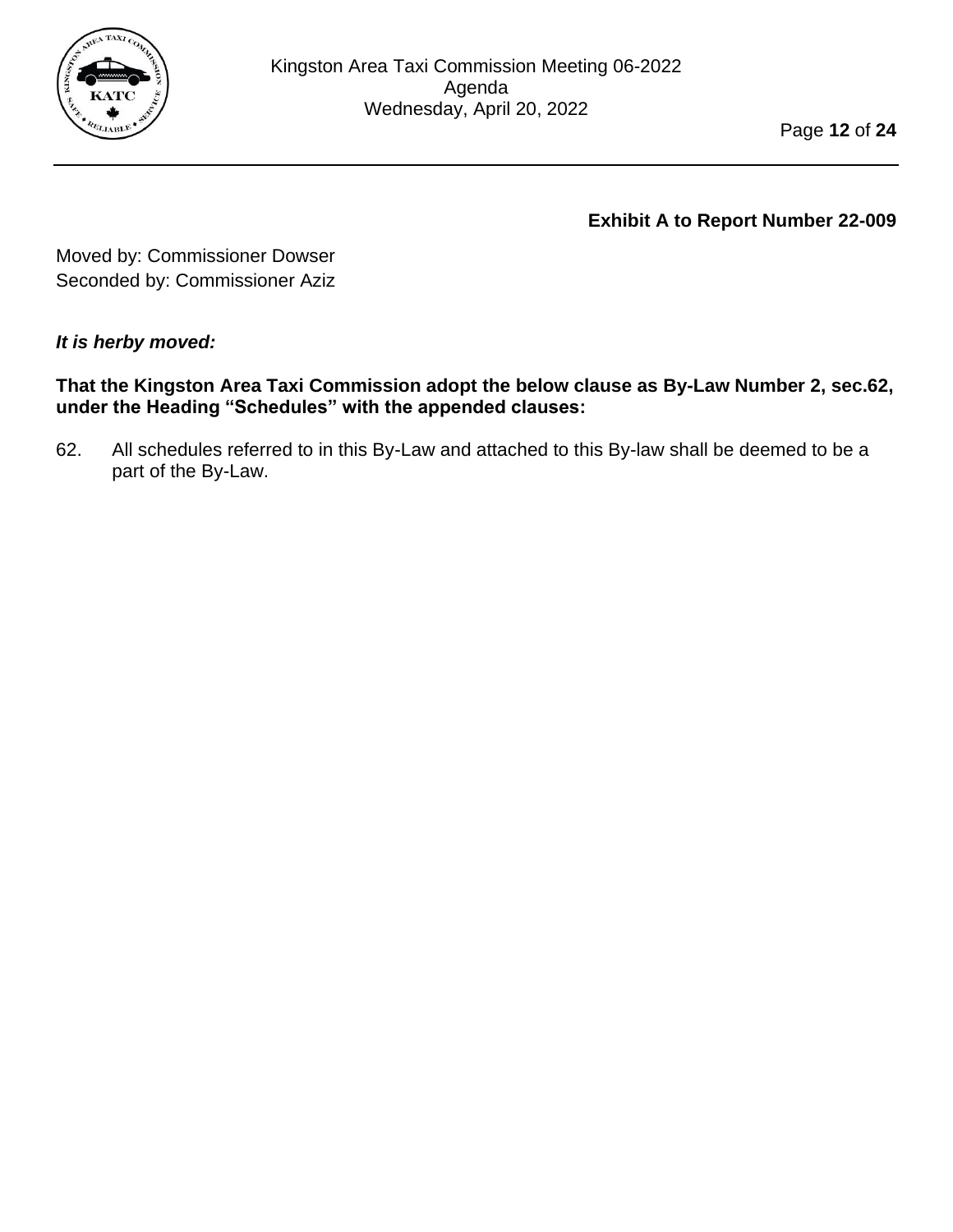**Exhibit A to Report Number 22-009**

Moved by: Commissioner Dowser
Seconded by: Commissioner Aziz

***It is herby moved:***

**That the Kingston Area Taxi Commission adopt the below clause as By-Law Number 2, sec.62, under the Heading “Schedules” with the appended clauses:**

62. All schedules referred to in this By-Law and attached to this By-law shall be deemed to be a part of the By-Law.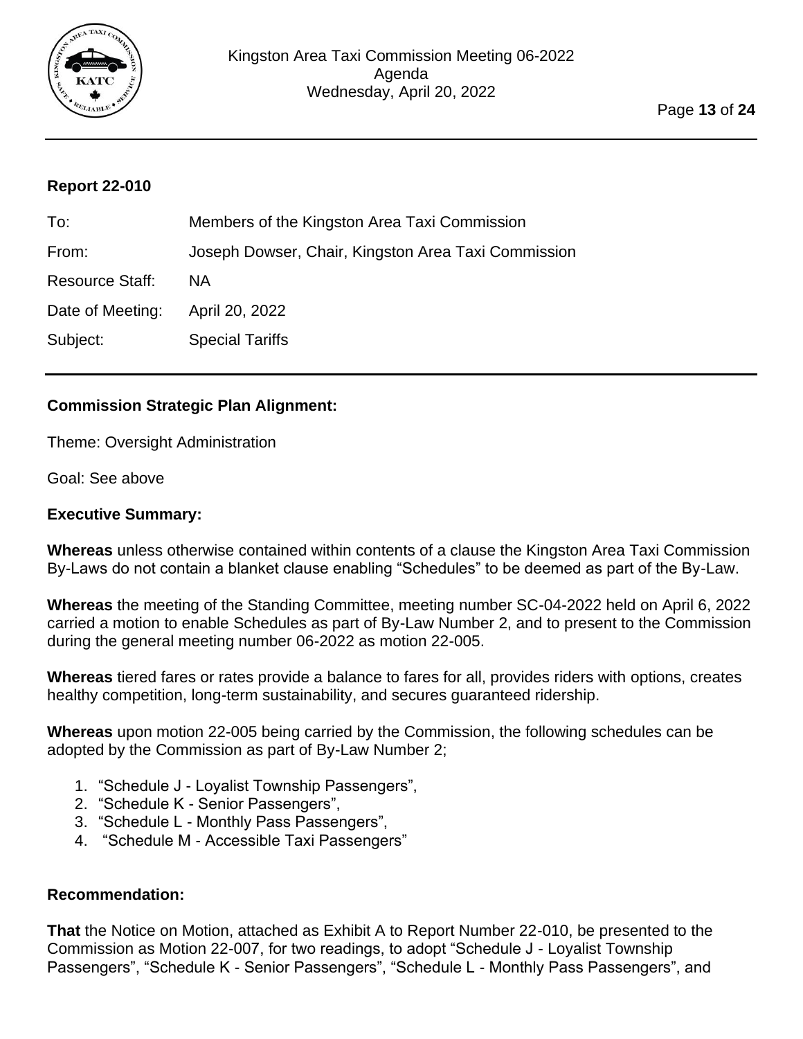**Report 22-010**

| | |
|---|---|
| To: | Members of the Kingston Area Taxi Commission |
| From: | Joseph Dowser, Chair, Kingston Area Taxi Commission |
| Resource Staff: | NA |
| Date of Meeting: | April 20, 2022 |
| Subject: | Special Tariffs |

**Commission Strategic Plan Alignment:**

Theme: Oversight Administration

Goal: See above

**Executive Summary:**

**Whereas** unless otherwise contained within contents of a clause the Kingston Area Taxi Commission By-Laws do not contain a blanket clause enabling "Schedules" to be deemed as part of the By-Law.

**Whereas** the meeting of the Standing Committee, meeting number SC-04-2022 held on April 6, 2022 carried a motion to enable Schedules as part of By-Law Number 2, and to present to the Commission during the general meeting number 06-2022 as motion 22-005.

**Whereas** tiered fares or rates provide a balance to fares for all, provides riders with options, creates healthy competition, long-term sustainability, and secures guaranteed ridership.

**Whereas** upon motion 22-005 being carried by the Commission, the following schedules can be adopted by the Commission as part of By-Law Number 2;

1. "Schedule J - Loyalist Township Passengers",
2. "Schedule K - Senior Passengers",
3. "Schedule L - Monthly Pass Passengers",
4. "Schedule M - Accessible Taxi Passengers"

**Recommendation:**

**That** the Notice on Motion, attached as Exhibit A to Report Number 22-010, be presented to the Commission as Motion 22-007, for two readings, to adopt "Schedule J - Loyalist Township Passengers", "Schedule K - Senior Passengers", "Schedule L - Monthly Pass Passengers", and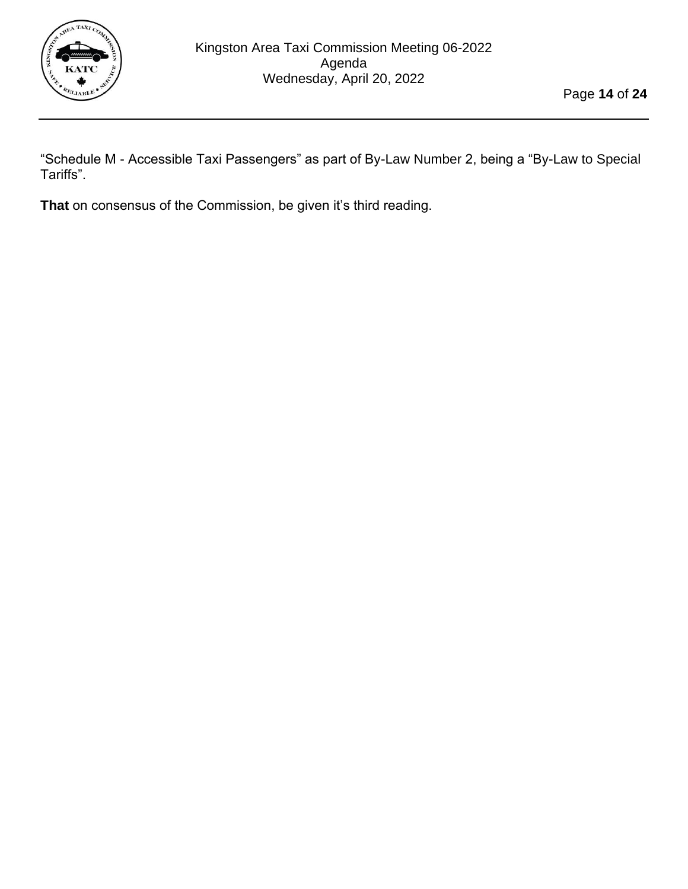"Schedule M - Accessible Taxi Passengers" as part of By-Law Number 2, being a "By-Law to Special Tariffs".

**That** on consensus of the Commission, be given it's third reading.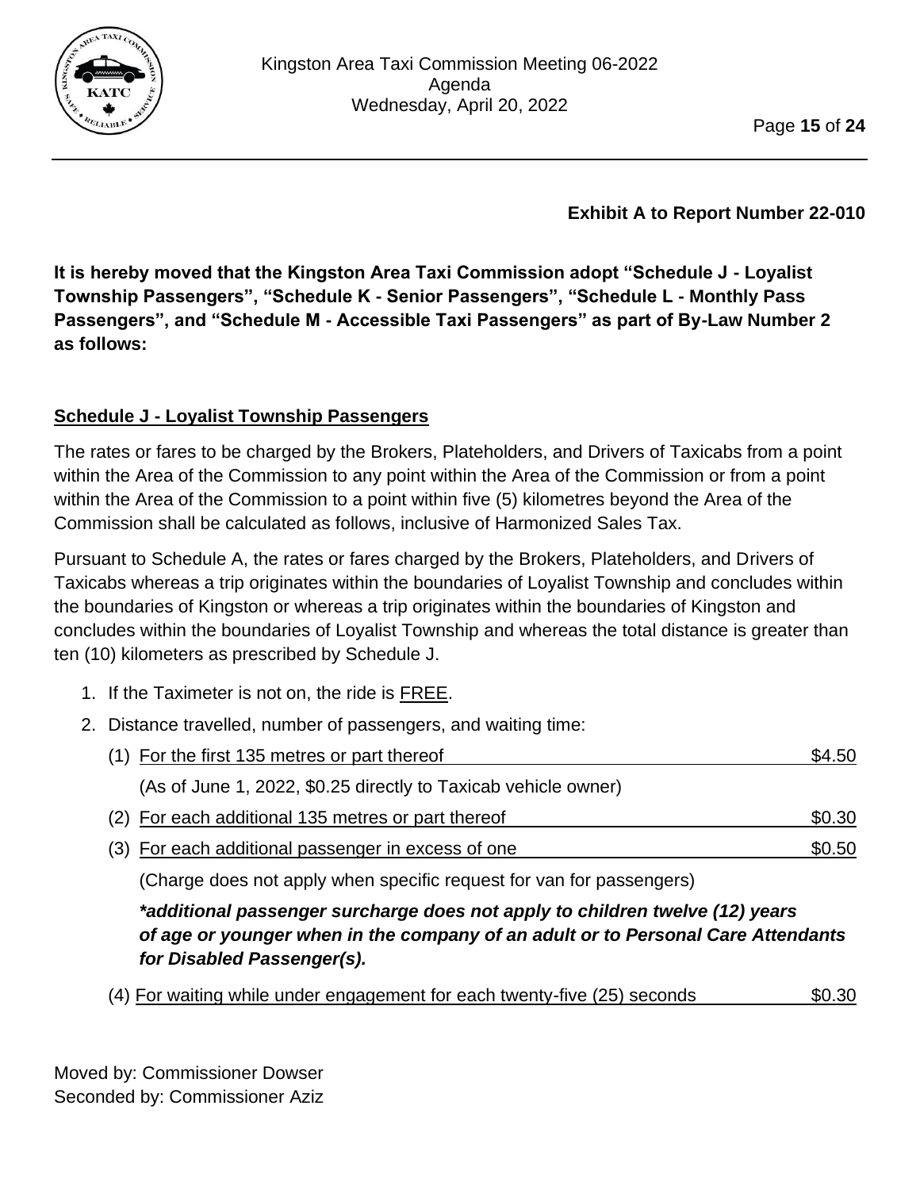**Exhibit A to Report Number 22-010**

**It is hereby moved that the Kingston Area Taxi Commission adopt "Schedule J - Loyalist Township Passengers", "Schedule K - Senior Passengers", "Schedule L - Monthly Pass Passengers", and "Schedule M - Accessible Taxi Passengers" as part of By-Law Number 2 as follows:**

**Schedule J - Loyalist Township Passengers**

The rates or fares to be charged by the Brokers, Plateholders, and Drivers of Taxicabs from a point within the Area of the Commission to any point within the Area of the Commission or from a point within the Area of the Commission to a point within five (5) kilometres beyond the Area of the Commission shall be calculated as follows, inclusive of Harmonized Sales Tax.

Pursuant to Schedule A, the rates or fares charged by the Brokers, Plateholders, and Drivers of Taxicabs whereas a trip originates within the boundaries of Loyalist Township and concludes within the boundaries of Kingston or whereas a trip originates within the boundaries of Kingston and concludes within the boundaries of Loyalist Township and whereas the total distance is greater than ten (10) kilometers as prescribed by Schedule J.

1. If the Taximeter is not on, the ride is FREE.
2. Distance travelled, number of passengers, and waiting time:
   (1) For the first 135 metres or part thereof — $4.50
   (As of June 1, 2022, $0.25 directly to Taxicab vehicle owner)
   (2) For each additional 135 metres or part thereof — $0.30
   (3) For each additional passenger in excess of one — $0.50
   (Charge does not apply when specific request for van for passengers)
   ***additional passenger surcharge does not apply to children twelve (12) years of age or younger when in the company of an adult or to Personal Care Attendants for Disabled Passenger(s).***
   (4) For waiting while under engagement for each twenty-five (25) seconds — $0.30

Moved by: Commissioner Dowser
Seconded by: Commissioner Aziz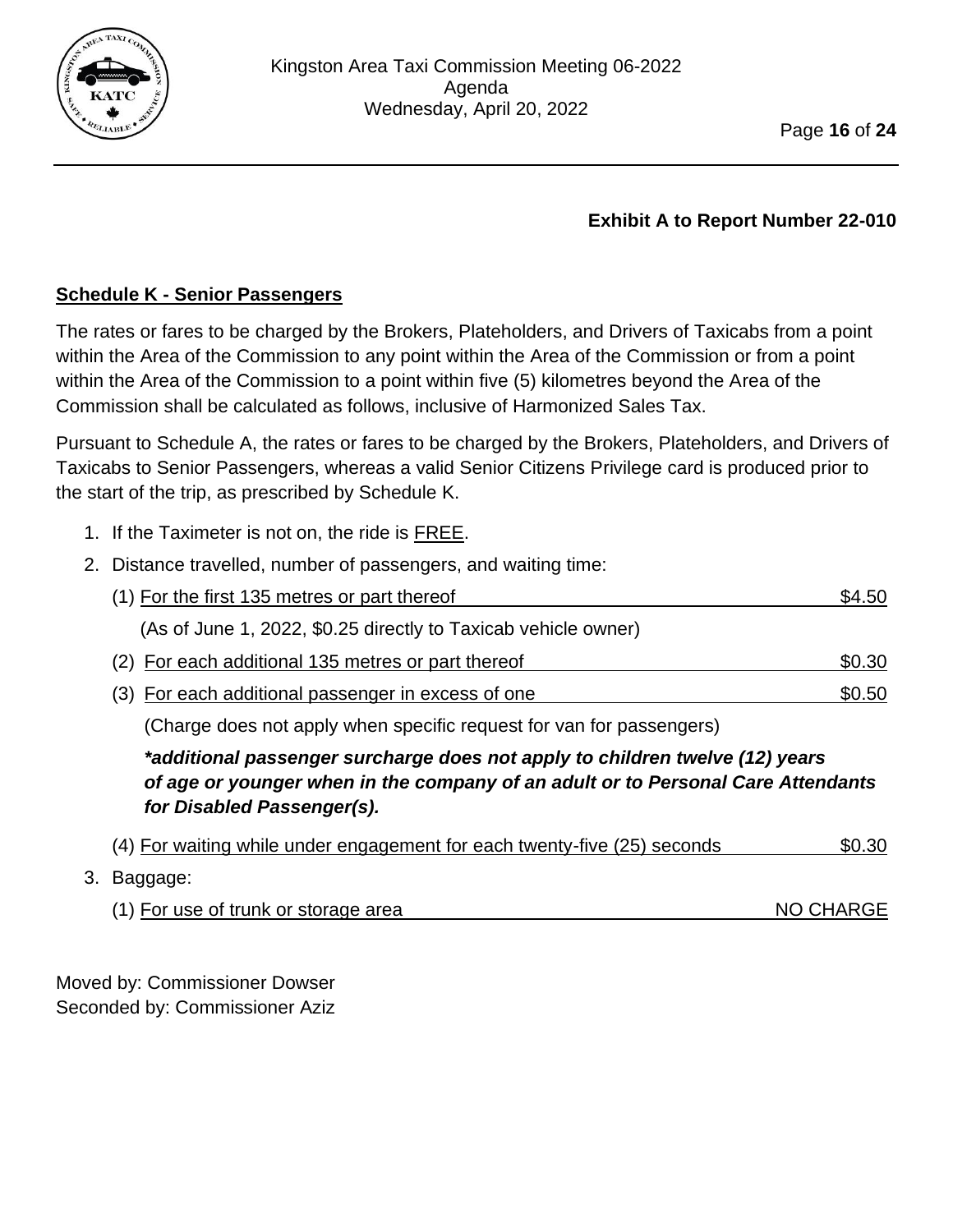**Exhibit A to Report Number 22-010**

**Schedule K - Senior Passengers**

The rates or fares to be charged by the Brokers, Plateholders, and Drivers of Taxicabs from a point within the Area of the Commission to any point within the Area of the Commission or from a point within the Area of the Commission to a point within five (5) kilometres beyond the Area of the Commission shall be calculated as follows, inclusive of Harmonized Sales Tax.

Pursuant to Schedule A, the rates or fares to be charged by the Brokers, Plateholders, and Drivers of Taxicabs to Senior Passengers, whereas a valid Senior Citizens Privilege card is produced prior to the start of the trip, as prescribed by Schedule K.

1. If the Taximeter is not on, the ride is FREE.
2. Distance travelled, number of passengers, and waiting time:

   (1) For the first 135 metres or part thereof — $4.50

   (As of June 1, 2022, $0.25 directly to Taxicab vehicle owner)

   (2) For each additional 135 metres or part thereof — $0.30

   (3) For each additional passenger in excess of one — $0.50

   (Charge does not apply when specific request for van for passengers)

   ***additional passenger surcharge does not apply to children twelve (12) years of age or younger when in the company of an adult or to Personal Care Attendants for Disabled Passenger(s).***

   (4) For waiting while under engagement for each twenty-five (25) seconds — $0.30

3. Baggage:

   (1) For use of trunk or storage area — NO CHARGE

Moved by: Commissioner Dowser
Seconded by: Commissioner Aziz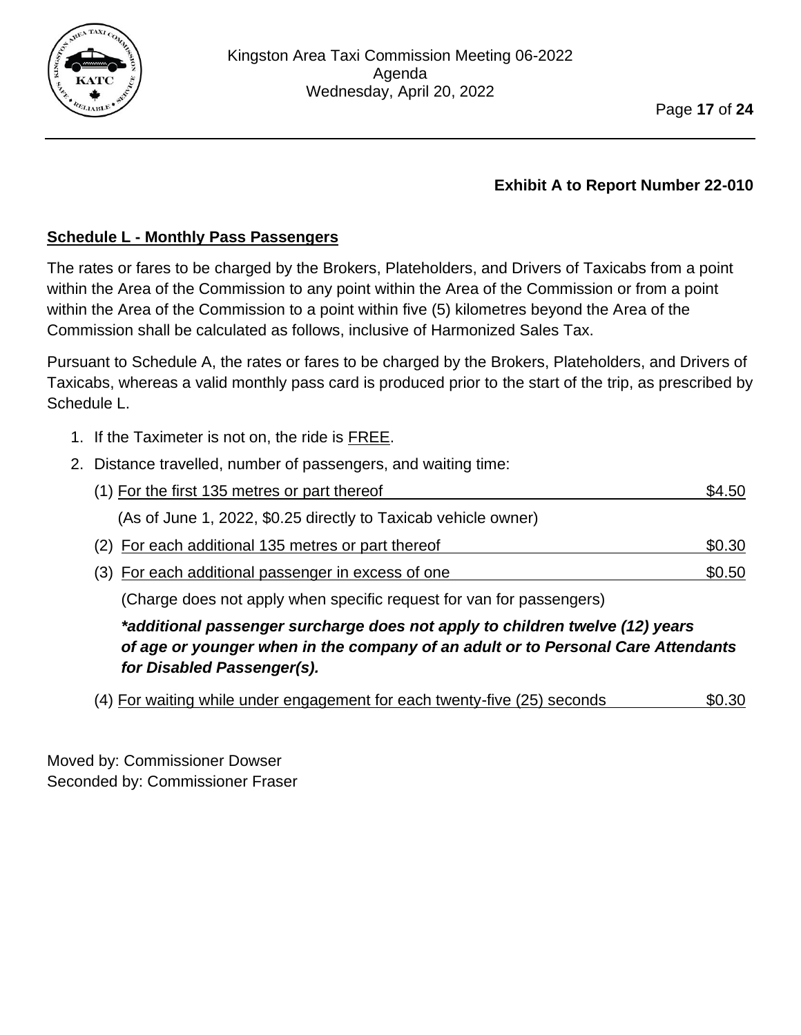**Exhibit A to Report Number 22-010**

**Schedule L - Monthly Pass Passengers**

The rates or fares to be charged by the Brokers, Plateholders, and Drivers of Taxicabs from a point within the Area of the Commission to any point within the Area of the Commission or from a point within the Area of the Commission to a point within five (5) kilometres beyond the Area of the Commission shall be calculated as follows, inclusive of Harmonized Sales Tax.

Pursuant to Schedule A, the rates or fares to be charged by the Brokers, Plateholders, and Drivers of Taxicabs, whereas a valid monthly pass card is produced prior to the start of the trip, as prescribed by Schedule L.

1. If the Taximeter is not on, the ride is FREE.
2. Distance travelled, number of passengers, and waiting time:

   (1) For the first 135 metres or part thereof — $4.50

   (As of June 1, 2022, $0.25 directly to Taxicab vehicle owner)

   (2) For each additional 135 metres or part thereof — $0.30

   (3) For each additional passenger in excess of one — $0.50

   (Charge does not apply when specific request for van for passengers)

   ***additional passenger surcharge does not apply to children twelve (12) years of age or younger when in the company of an adult or to Personal Care Attendants for Disabled Passenger(s).***

   (4) For waiting while under engagement for each twenty-five (25) seconds — $0.30

Moved by: Commissioner Dowser
Seconded by: Commissioner Fraser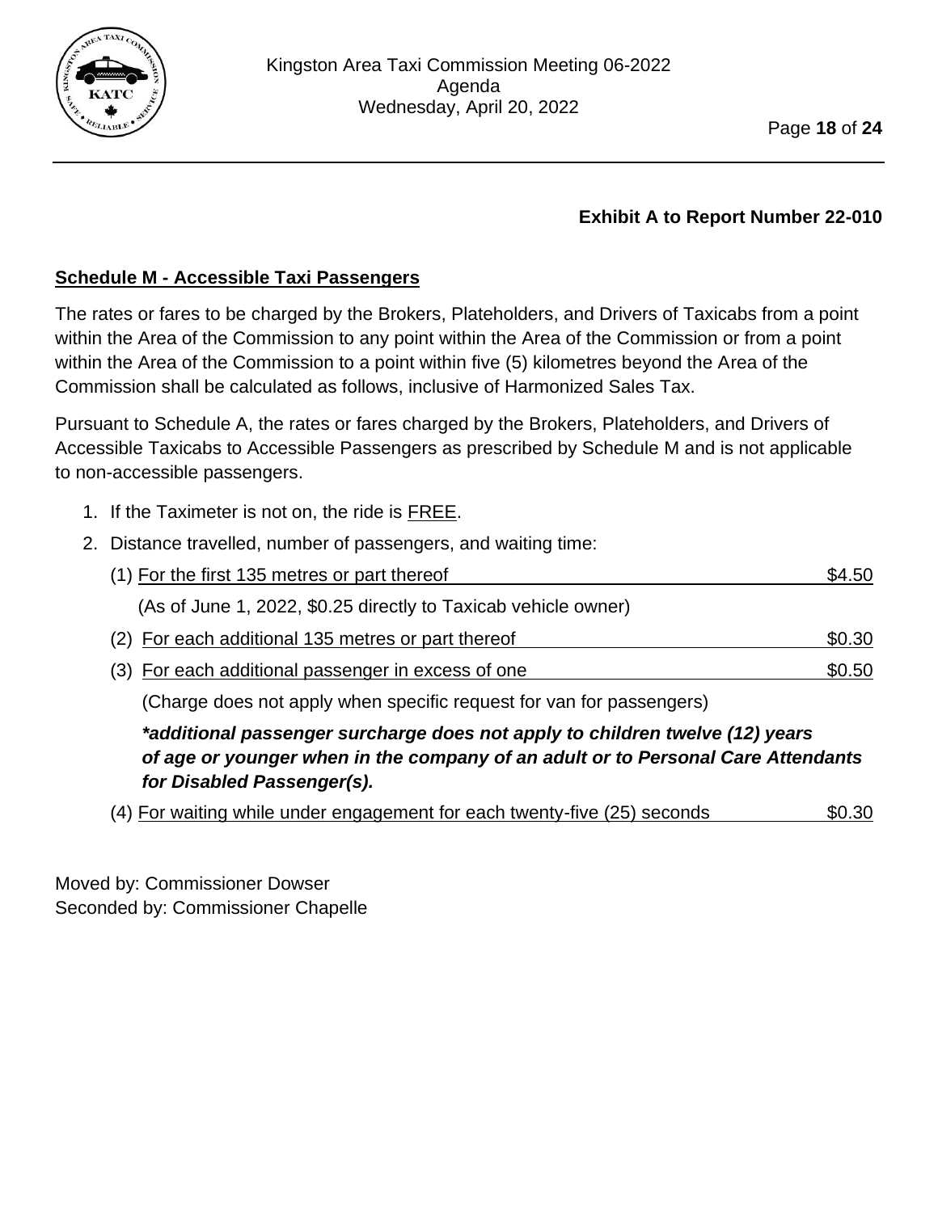**Exhibit A to Report Number 22-010**

## Schedule M - Accessible Taxi Passengers

The rates or fares to be charged by the Brokers, Plateholders, and Drivers of Taxicabs from a point within the Area of the Commission to any point within the Area of the Commission or from a point within the Area of the Commission to a point within five (5) kilometres beyond the Area of the Commission shall be calculated as follows, inclusive of Harmonized Sales Tax.

Pursuant to Schedule A, the rates or fares charged by the Brokers, Plateholders, and Drivers of Accessible Taxicabs to Accessible Passengers as prescribed by Schedule M and is not applicable to non-accessible passengers.

1. If the Taximeter is not on, the ride is FREE.
2. Distance travelled, number of passengers, and waiting time:

   (1) For the first 135 metres or part thereof — $4.50

   (As of June 1, 2022, $0.25 directly to Taxicab vehicle owner)

   (2) For each additional 135 metres or part thereof — $0.30

   (3) For each additional passenger in excess of one — $0.50

   (Charge does not apply when specific request for van for passengers)

   ***additional passenger surcharge does not apply to children twelve (12) years of age or younger when in the company of an adult or to Personal Care Attendants for Disabled Passenger(s).***

   (4) For waiting while under engagement for each twenty-five (25) seconds — $0.30

Moved by: Commissioner Dowser
Seconded by: Commissioner Chapelle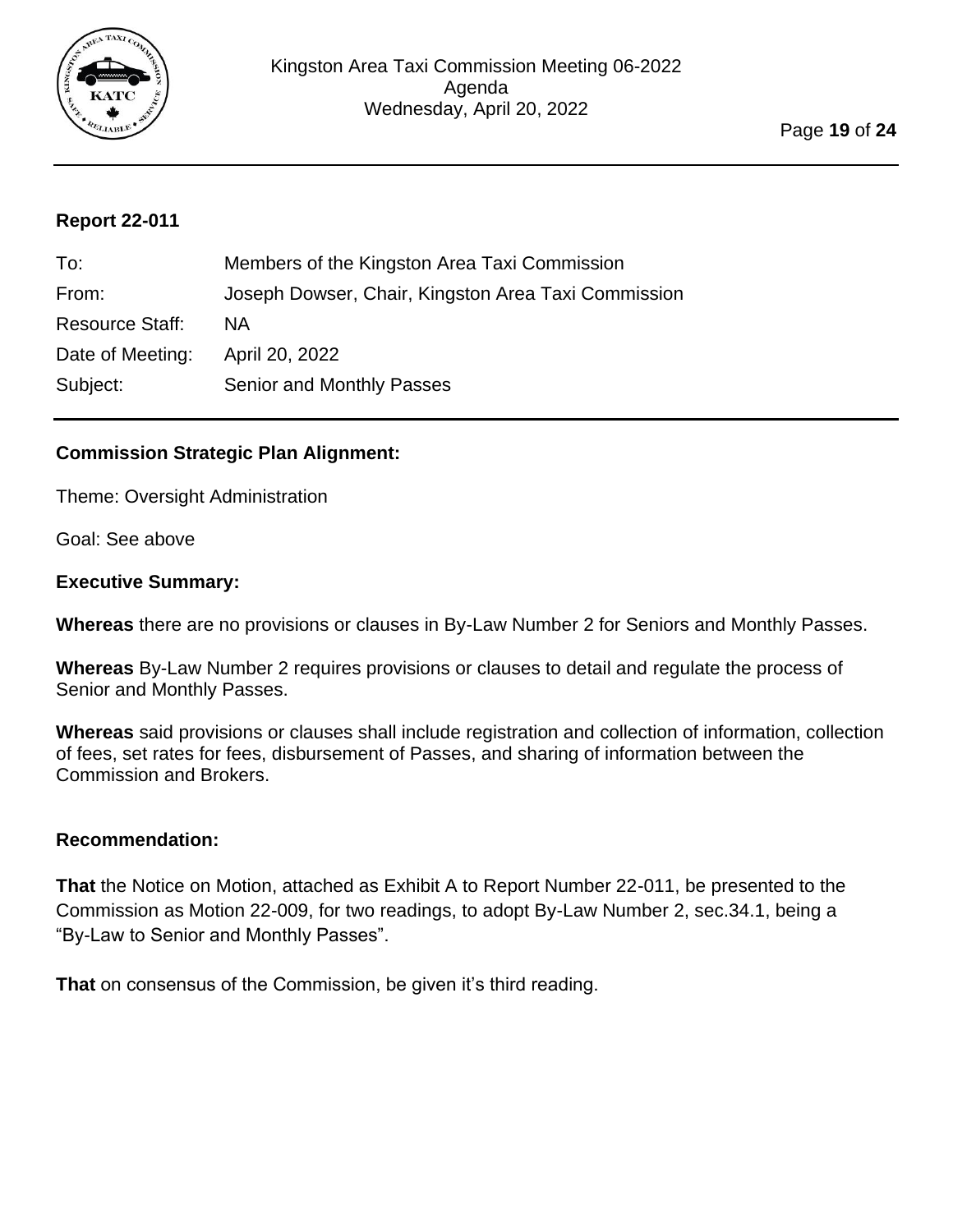## Report 22-011

| | |
|---|---|
| To: | Members of the Kingston Area Taxi Commission |
| From: | Joseph Dowser, Chair, Kingston Area Taxi Commission |
| Resource Staff: | NA |
| Date of Meeting: | April 20, 2022 |
| Subject: | Senior and Monthly Passes |

### Commission Strategic Plan Alignment:

Theme: Oversight Administration

Goal: See above

### Executive Summary:

**Whereas** there are no provisions or clauses in By-Law Number 2 for Seniors and Monthly Passes.

**Whereas** By-Law Number 2 requires provisions or clauses to detail and regulate the process of Senior and Monthly Passes.

**Whereas** said provisions or clauses shall include registration and collection of information, collection of fees, set rates for fees, disbursement of Passes, and sharing of information between the Commission and Brokers.

### Recommendation:

**That** the Notice on Motion, attached as Exhibit A to Report Number 22-011, be presented to the Commission as Motion 22-009, for two readings, to adopt By-Law Number 2, sec.34.1, being a "By-Law to Senior and Monthly Passes".

**That** on consensus of the Commission, be given it's third reading.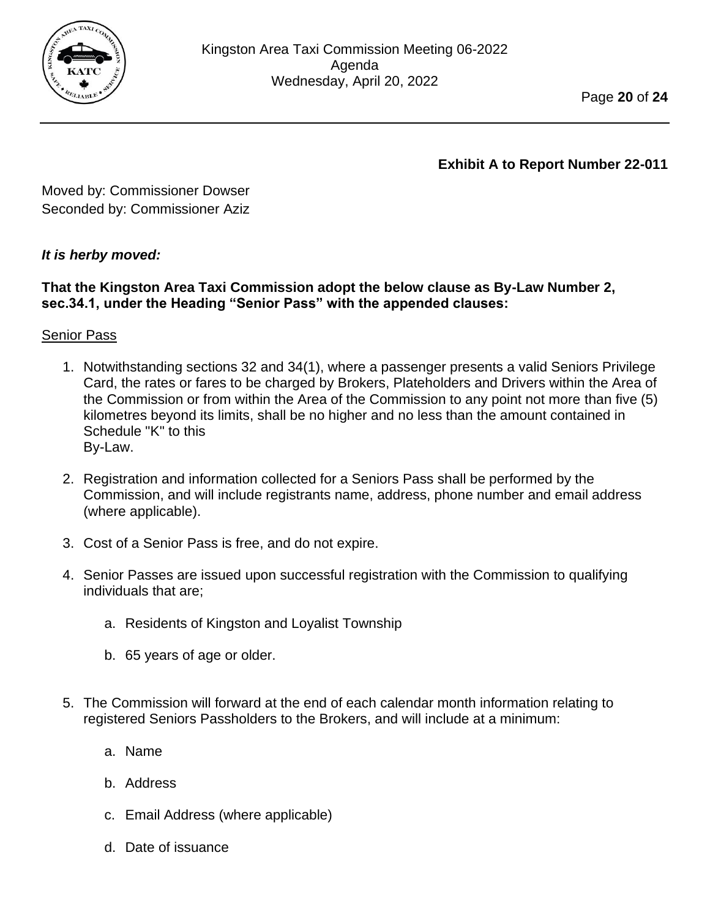**Exhibit A to Report Number 22-011**

Moved by: Commissioner Dowser
Seconded by: Commissioner Aziz

***It is herby moved:***

**That the Kingston Area Taxi Commission adopt the below clause as By-Law Number 2, sec.34.1, under the Heading "Senior Pass" with the appended clauses:**

<u>Senior Pass</u>

1. Notwithstanding sections 32 and 34(1), where a passenger presents a valid Seniors Privilege Card, the rates or fares to be charged by Brokers, Plateholders and Drivers within the Area of the Commission or from within the Area of the Commission to any point not more than five (5) kilometres beyond its limits, shall be no higher and no less than the amount contained in Schedule "K" to this By-Law.

2. Registration and information collected for a Seniors Pass shall be performed by the Commission, and will include registrants name, address, phone number and email address (where applicable).

3. Cost of a Senior Pass is free, and do not expire.

4. Senior Passes are issued upon successful registration with the Commission to qualifying individuals that are;

   a. Residents of Kingston and Loyalist Township

   b. 65 years of age or older.

5. The Commission will forward at the end of each calendar month information relating to registered Seniors Passholders to the Brokers, and will include at a minimum:

   a. Name

   b. Address

   c. Email Address (where applicable)

   d. Date of issuance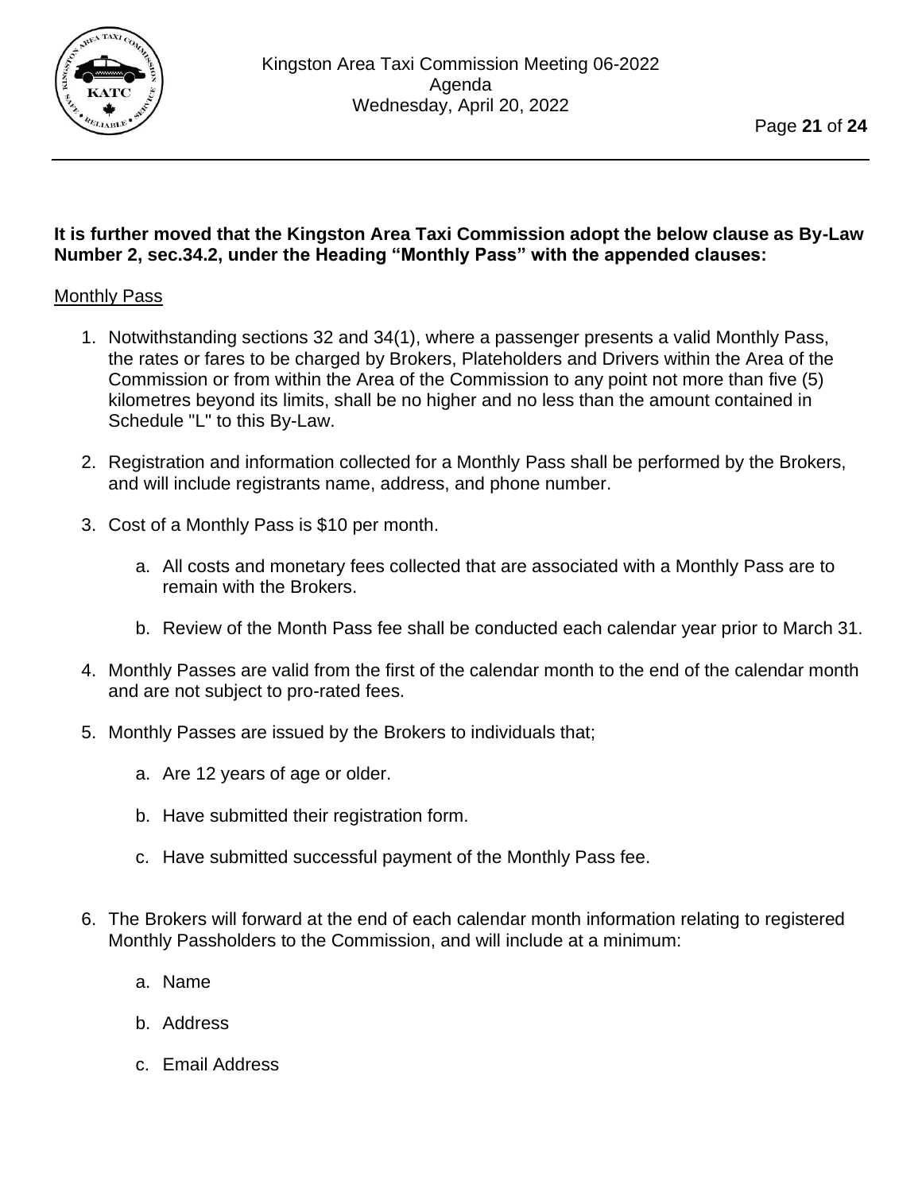**It is further moved that the Kingston Area Taxi Commission adopt the below clause as By-Law Number 2, sec.34.2, under the Heading "Monthly Pass" with the appended clauses:**

Monthly Pass

1. Notwithstanding sections 32 and 34(1), where a passenger presents a valid Monthly Pass, the rates or fares to be charged by Brokers, Plateholders and Drivers within the Area of the Commission or from within the Area of the Commission to any point not more than five (5) kilometres beyond its limits, shall be no higher and no less than the amount contained in Schedule "L" to this By-Law.

2. Registration and information collected for a Monthly Pass shall be performed by the Brokers, and will include registrants name, address, and phone number.

3. Cost of a Monthly Pass is $10 per month.

    a. All costs and monetary fees collected that are associated with a Monthly Pass are to remain with the Brokers.

    b. Review of the Month Pass fee shall be conducted each calendar year prior to March 31.

4. Monthly Passes are valid from the first of the calendar month to the end of the calendar month and are not subject to pro-rated fees.

5. Monthly Passes are issued by the Brokers to individuals that;

    a. Are 12 years of age or older.

    b. Have submitted their registration form.

    c. Have submitted successful payment of the Monthly Pass fee.

6. The Brokers will forward at the end of each calendar month information relating to registered Monthly Passholders to the Commission, and will include at a minimum:

    a. Name

    b. Address

    c. Email Address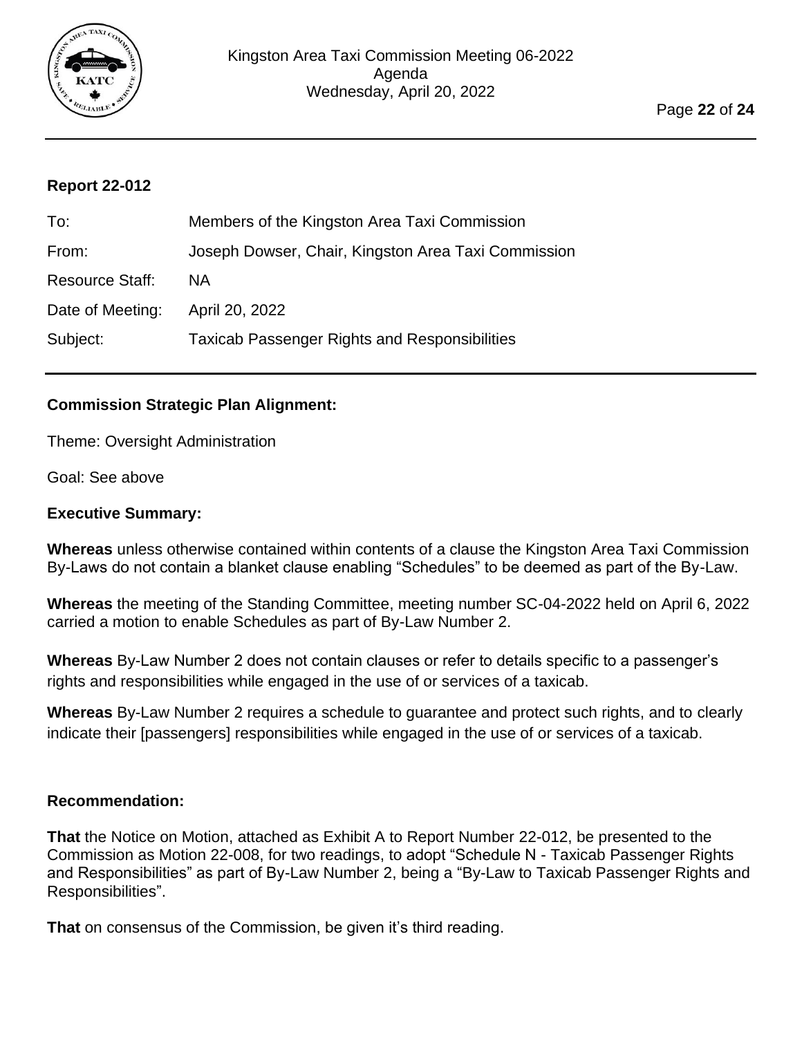## Report 22-012

| | |
|---|---|
| To: | Members of the Kingston Area Taxi Commission |
| From: | Joseph Dowser, Chair, Kingston Area Taxi Commission |
| Resource Staff: | NA |
| Date of Meeting: | April 20, 2022 |
| Subject: | Taxicab Passenger Rights and Responsibilities |

### Commission Strategic Plan Alignment:

Theme: Oversight Administration

Goal: See above

### Executive Summary:

**Whereas** unless otherwise contained within contents of a clause the Kingston Area Taxi Commission By-Laws do not contain a blanket clause enabling "Schedules" to be deemed as part of the By-Law.

**Whereas** the meeting of the Standing Committee, meeting number SC-04-2022 held on April 6, 2022 carried a motion to enable Schedules as part of By-Law Number 2.

**Whereas** By-Law Number 2 does not contain clauses or refer to details specific to a passenger's rights and responsibilities while engaged in the use of or services of a taxicab.

**Whereas** By-Law Number 2 requires a schedule to guarantee and protect such rights, and to clearly indicate their [passengers] responsibilities while engaged in the use of or services of a taxicab.

### Recommendation:

**That** the Notice on Motion, attached as Exhibit A to Report Number 22-012, be presented to the Commission as Motion 22-008, for two readings, to adopt "Schedule N - Taxicab Passenger Rights and Responsibilities" as part of By-Law Number 2, being a "By-Law to Taxicab Passenger Rights and Responsibilities".

**That** on consensus of the Commission, be given it's third reading.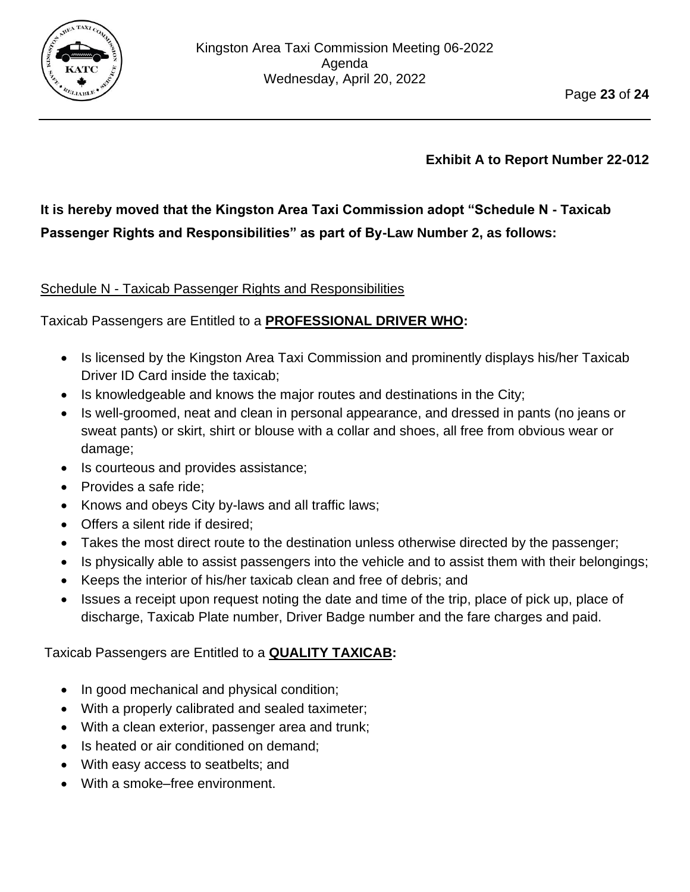**Exhibit A to Report Number 22-012**

**It is hereby moved that the Kingston Area Taxi Commission adopt "Schedule N - Taxicab Passenger Rights and Responsibilities" as part of By-Law Number 2, as follows:**

<u>Schedule N - Taxicab Passenger Rights and Responsibilities</u>

Taxicab Passengers are Entitled to a **<u>PROFESSIONAL DRIVER WHO</u>:**

- Is licensed by the Kingston Area Taxi Commission and prominently displays his/her Taxicab Driver ID Card inside the taxicab;
- Is knowledgeable and knows the major routes and destinations in the City;
- Is well-groomed, neat and clean in personal appearance, and dressed in pants (no jeans or sweat pants) or skirt, shirt or blouse with a collar and shoes, all free from obvious wear or damage;
- Is courteous and provides assistance;
- Provides a safe ride;
- Knows and obeys City by-laws and all traffic laws;
- Offers a silent ride if desired;
- Takes the most direct route to the destination unless otherwise directed by the passenger;
- Is physically able to assist passengers into the vehicle and to assist them with their belongings;
- Keeps the interior of his/her taxicab clean and free of debris; and
- Issues a receipt upon request noting the date and time of the trip, place of pick up, place of discharge, Taxicab Plate number, Driver Badge number and the fare charges and paid.

Taxicab Passengers are Entitled to a **<u>QUALITY TAXICAB</u>:**

- In good mechanical and physical condition;
- With a properly calibrated and sealed taximeter;
- With a clean exterior, passenger area and trunk;
- Is heated or air conditioned on demand;
- With easy access to seatbelts; and
- With a smoke–free environment.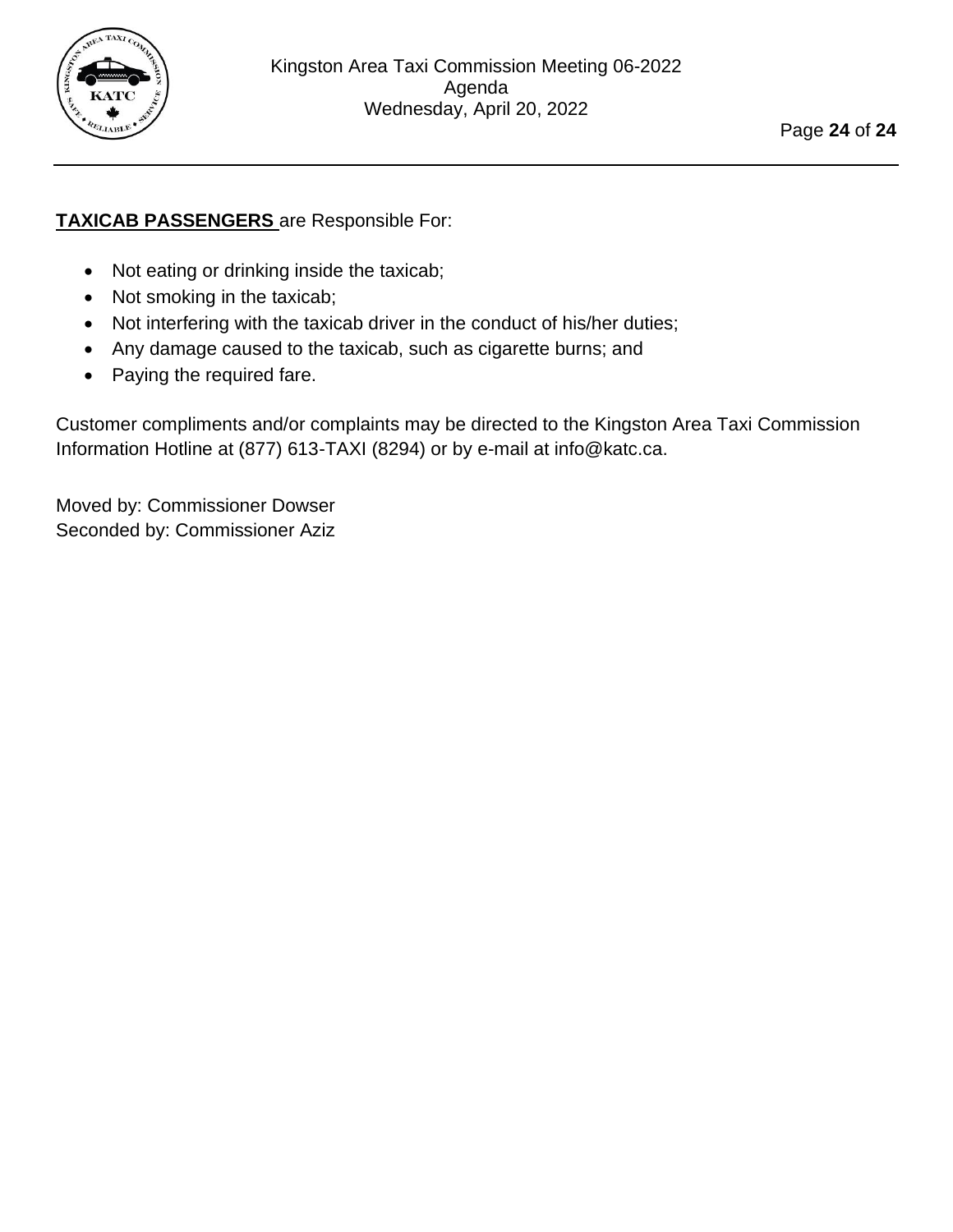**TAXICAB PASSENGERS** are Responsible For:

- Not eating or drinking inside the taxicab;
- Not smoking in the taxicab;
- Not interfering with the taxicab driver in the conduct of his/her duties;
- Any damage caused to the taxicab, such as cigarette burns; and
- Paying the required fare.

Customer compliments and/or complaints may be directed to the Kingston Area Taxi Commission Information Hotline at (877) 613-TAXI (8294) or by e-mail at info@katc.ca.

Moved by: Commissioner Dowser
Seconded by: Commissioner Aziz